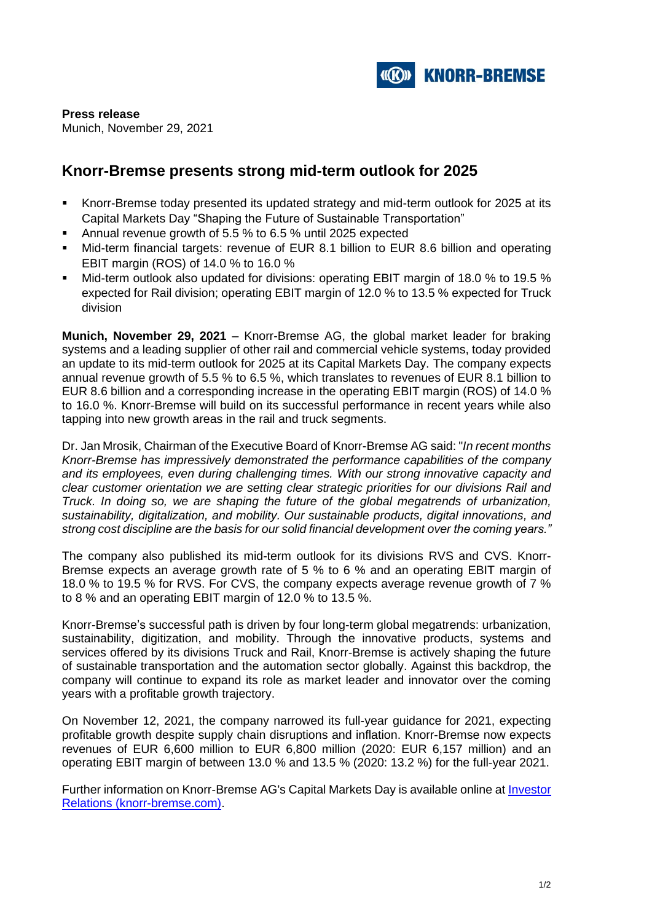**Press release**
Munich, November 29, 2021

# Knorr-Bremse presents strong mid-term outlook for 2025

- Knorr-Bremse today presented its updated strategy and mid-term outlook for 2025 at its Capital Markets Day "Shaping the Future of Sustainable Transportation"
- Annual revenue growth of 5.5 % to 6.5 % until 2025 expected
- Mid-term financial targets: revenue of EUR 8.1 billion to EUR 8.6 billion and operating EBIT margin (ROS) of 14.0 % to 16.0 %
- Mid-term outlook also updated for divisions: operating EBIT margin of 18.0 % to 19.5 % expected for Rail division; operating EBIT margin of 12.0 % to 13.5 % expected for Truck division

**Munich, November 29, 2021** – Knorr-Bremse AG, the global market leader for braking systems and a leading supplier of other rail and commercial vehicle systems, today provided an update to its mid-term outlook for 2025 at its Capital Markets Day. The company expects annual revenue growth of 5.5 % to 6.5 %, which translates to revenues of EUR 8.1 billion to EUR 8.6 billion and a corresponding increase in the operating EBIT margin (ROS) of 14.0 % to 16.0 %. Knorr-Bremse will build on its successful performance in recent years while also tapping into new growth areas in the rail and truck segments.

Dr. Jan Mrosik, Chairman of the Executive Board of Knorr-Bremse AG said: "*In recent months Knorr-Bremse has impressively demonstrated the performance capabilities of the company and its employees, even during challenging times. With our strong innovative capacity and clear customer orientation we are setting clear strategic priorities for our divisions Rail and Truck. In doing so, we are shaping the future of the global megatrends of urbanization, sustainability, digitalization, and mobility. Our sustainable products, digital innovations, and strong cost discipline are the basis for our solid financial development over the coming years."*

The company also published its mid-term outlook for its divisions RVS and CVS. Knorr-Bremse expects an average growth rate of 5 % to 6 % and an operating EBIT margin of 18.0 % to 19.5 % for RVS. For CVS, the company expects average revenue growth of 7 % to 8 % and an operating EBIT margin of 12.0 % to 13.5 %.

Knorr-Bremse's successful path is driven by four long-term global megatrends: urbanization, sustainability, digitization, and mobility. Through the innovative products, systems and services offered by its divisions Truck and Rail, Knorr-Bremse is actively shaping the future of sustainable transportation and the automation sector globally. Against this backdrop, the company will continue to expand its role as market leader and innovator over the coming years with a profitable growth trajectory.

On November 12, 2021, the company narrowed its full-year guidance for 2021, expecting profitable growth despite supply chain disruptions and inflation. Knorr-Bremse now expects revenues of EUR 6,600 million to EUR 6,800 million (2020: EUR 6,157 million) and an operating EBIT margin of between 13.0 % and 13.5 % (2020: 13.2 %) for the full-year 2021.

Further information on Knorr-Bremse AG's Capital Markets Day is available online at [Investor Relations (knorr-bremse.com)](Investor Relations (knorr-bremse.com)).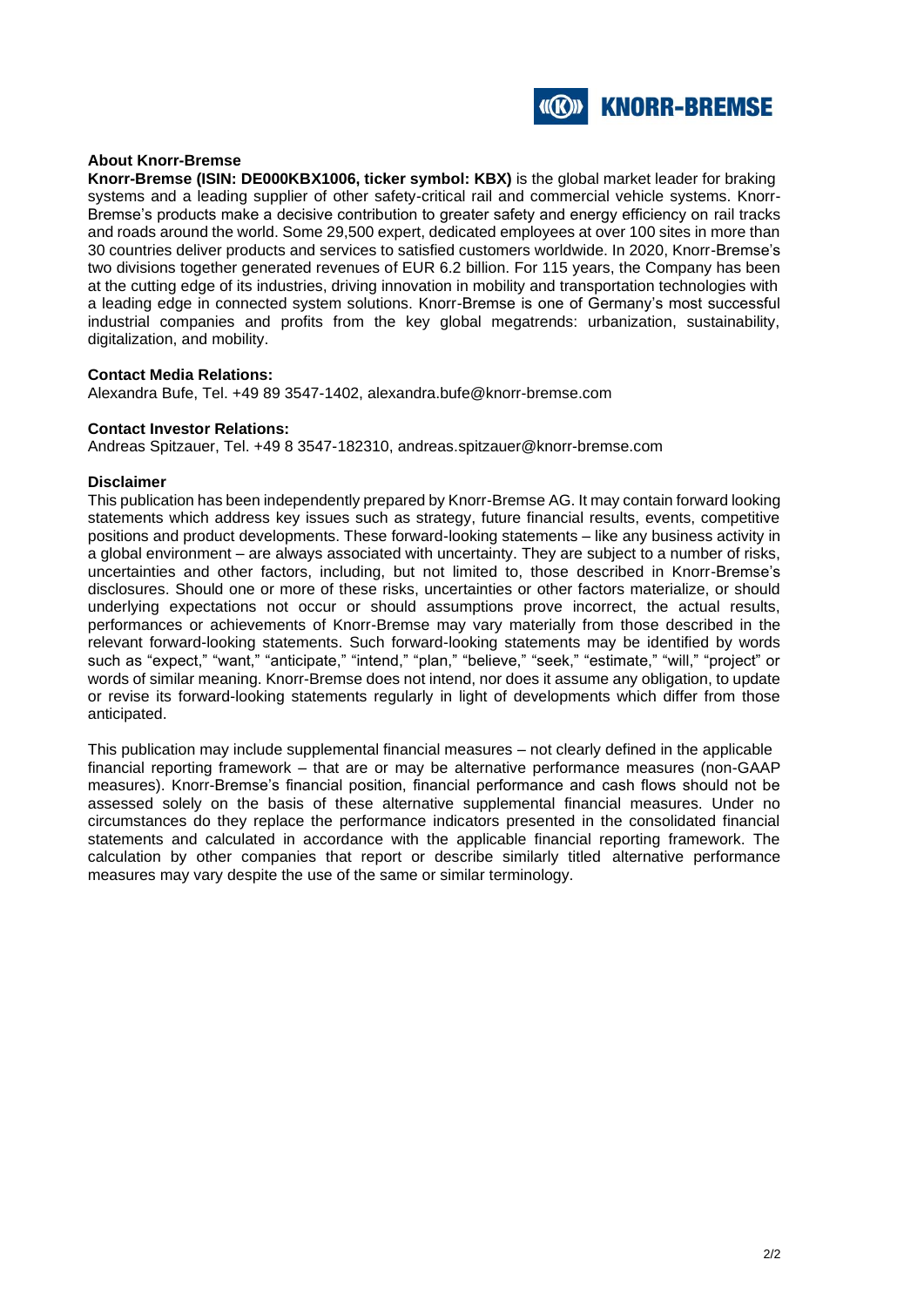### About Knorr-Bremse

**Knorr-Bremse (ISIN: DE000KBX1006, ticker symbol: KBX)** is the global market leader for braking systems and a leading supplier of other safety-critical rail and commercial vehicle systems. Knorr-Bremse's products make a decisive contribution to greater safety and energy efficiency on rail tracks and roads around the world. Some 29,500 expert, dedicated employees at over 100 sites in more than 30 countries deliver products and services to satisfied customers worldwide. In 2020, Knorr-Bremse's two divisions together generated revenues of EUR 6.2 billion. For 115 years, the Company has been at the cutting edge of its industries, driving innovation in mobility and transportation technologies with a leading edge in connected system solutions. Knorr-Bremse is one of Germany's most successful industrial companies and profits from the key global megatrends: urbanization, sustainability, digitalization, and mobility.

### Contact Media Relations:

Alexandra Bufe, Tel. +49 89 3547-1402, alexandra.bufe@knorr-bremse.com

### Contact Investor Relations:

Andreas Spitzauer, Tel. +49 8 3547-182310, andreas.spitzauer@knorr-bremse.com

### Disclaimer

This publication has been independently prepared by Knorr-Bremse AG. It may contain forward looking statements which address key issues such as strategy, future financial results, events, competitive positions and product developments. These forward-looking statements – like any business activity in a global environment – are always associated with uncertainty. They are subject to a number of risks, uncertainties and other factors, including, but not limited to, those described in Knorr-Bremse's disclosures. Should one or more of these risks, uncertainties or other factors materialize, or should underlying expectations not occur or should assumptions prove incorrect, the actual results, performances or achievements of Knorr-Bremse may vary materially from those described in the relevant forward-looking statements. Such forward-looking statements may be identified by words such as "expect," "want," "anticipate," "intend," "plan," "believe," "seek," "estimate," "will," "project" or words of similar meaning. Knorr-Bremse does not intend, nor does it assume any obligation, to update or revise its forward-looking statements regularly in light of developments which differ from those anticipated.

This publication may include supplemental financial measures – not clearly defined in the applicable financial reporting framework – that are or may be alternative performance measures (non-GAAP measures). Knorr-Bremse's financial position, financial performance and cash flows should not be assessed solely on the basis of these alternative supplemental financial measures. Under no circumstances do they replace the performance indicators presented in the consolidated financial statements and calculated in accordance with the applicable financial reporting framework. The calculation by other companies that report or describe similarly titled alternative performance measures may vary despite the use of the same or similar terminology.